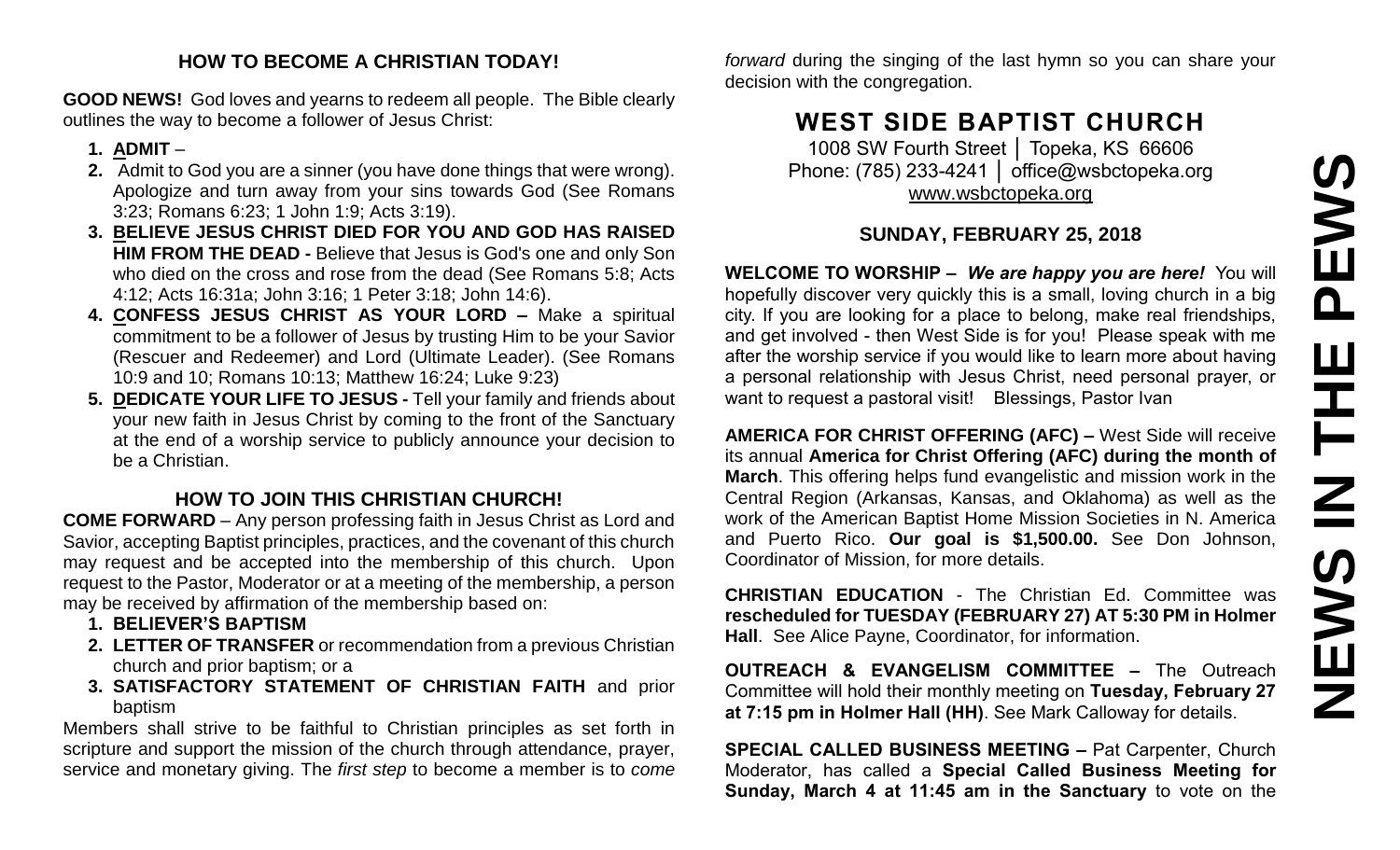## HOW TO BECOME A CHRISTIAN TODAY!

**GOOD NEWS!** God loves and yearns to redeem all people. The Bible clearly outlines the way to become a follower of Jesus Christ:

1. **ADMIT** –
2. Admit to God you are a sinner (you have done things that were wrong). Apologize and turn away from your sins towards God (See Romans 3:23; Romans 6:23; 1 John 1:9; Acts 3:19).
3. **BELIEVE JESUS CHRIST DIED FOR YOU AND GOD HAS RAISED HIM FROM THE DEAD -** Believe that Jesus is God's one and only Son who died on the cross and rose from the dead (See Romans 5:8; Acts 4:12; Acts 16:31a; John 3:16; 1 Peter 3:18; John 14:6).
4. **CONFESS JESUS CHRIST AS YOUR LORD –** Make a spiritual commitment to be a follower of Jesus by trusting Him to be your Savior (Rescuer and Redeemer) and Lord (Ultimate Leader). (See Romans 10:9 and 10; Romans 10:13; Matthew 16:24; Luke 9:23)
5. **DEDICATE YOUR LIFE TO JESUS -** Tell your family and friends about your new faith in Jesus Christ by coming to the front of the Sanctuary at the end of a worship service to publicly announce your decision to be a Christian.

## HOW TO JOIN THIS CHRISTIAN CHURCH!

**COME FORWARD** – Any person professing faith in Jesus Christ as Lord and Savior, accepting Baptist principles, practices, and the covenant of this church may request and be accepted into the membership of this church. Upon request to the Pastor, Moderator or at a meeting of the membership, a person may be received by affirmation of the membership based on:

1. **BELIEVER'S BAPTISM**
2. **LETTER OF TRANSFER** or recommendation from a previous Christian church and prior baptism; or a
3. **SATISFACTORY STATEMENT OF CHRISTIAN FAITH** and prior baptism

Members shall strive to be faithful to Christian principles as set forth in scripture and support the mission of the church through attendance, prayer, service and monetary giving. The *first step* to become a member is to *come forward* during the singing of the last hymn so you can share your decision with the congregation.

# WEST SIDE BAPTIST CHURCH

1008 SW Fourth Street │ Topeka, KS 66606
Phone: (785) 233-4241 │ office@wsbctopeka.org
www.wsbctopeka.org

### SUNDAY, FEBRUARY 25, 2018

**WELCOME TO WORSHIP –** ***We are happy you are here!*** You will hopefully discover very quickly this is a small, loving church in a big city. If you are looking for a place to belong, make real friendships, and get involved - then West Side is for you! Please speak with me after the worship service if you would like to learn more about having a personal relationship with Jesus Christ, need personal prayer, or want to request a pastoral visit! Blessings, Pastor Ivan

**AMERICA FOR CHRIST OFFERING (AFC) –** West Side will receive its annual **America for Christ Offering (AFC) during the month of March**. This offering helps fund evangelistic and mission work in the Central Region (Arkansas, Kansas, and Oklahoma) as well as the work of the American Baptist Home Mission Societies in N. America and Puerto Rico. **Our goal is $1,500.00.** See Don Johnson, Coordinator of Mission, for more details.

**CHRISTIAN EDUCATION** - The Christian Ed. Committee was **rescheduled for TUESDAY (FEBRUARY 27) AT 5:30 PM in Holmer Hall**. See Alice Payne, Coordinator, for information.

**OUTREACH & EVANGELISM COMMITTEE –** The Outreach Committee will hold their monthly meeting on **Tuesday, February 27 at 7:15 pm in Holmer Hall (HH)**. See Mark Calloway for details.

**SPECIAL CALLED BUSINESS MEETING –** Pat Carpenter, Church Moderator, has called a **Special Called Business Meeting for Sunday, March 4 at 11:45 am in the Sanctuary** to vote on the

# NEWS IN THE PEWS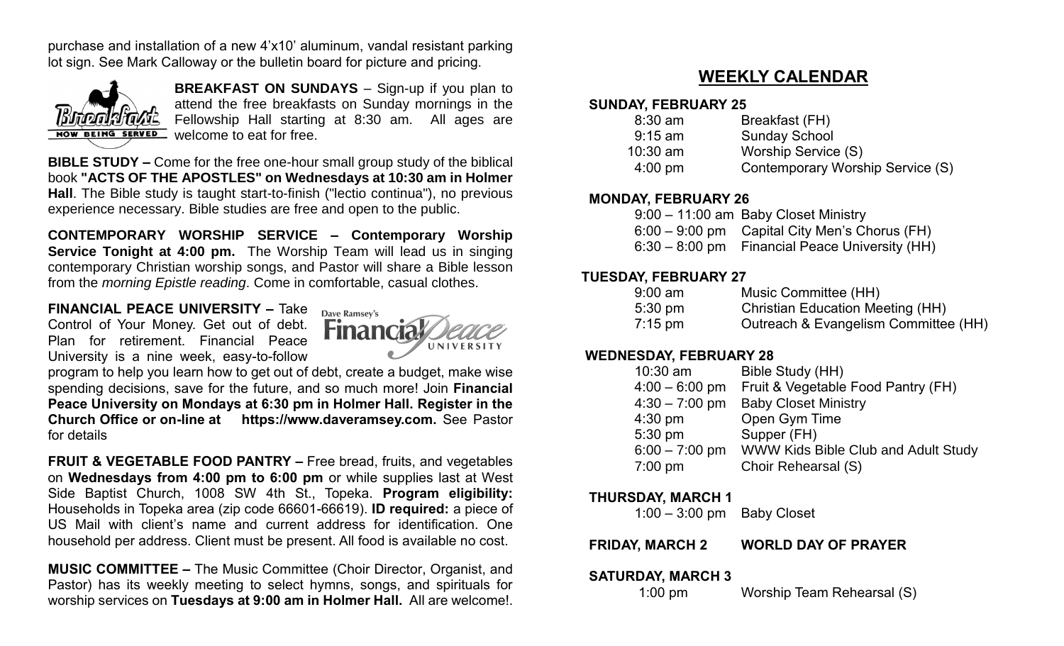purchase and installation of a new 4'x10' aluminum, vandal resistant parking lot sign. See Mark Calloway or the bulletin board for picture and pricing.

**BREAKFAST ON SUNDAYS** – Sign-up if you plan to attend the free breakfasts on Sunday mornings in the Fellowship Hall starting at 8:30 am. All ages are welcome to eat for free.

**BIBLE STUDY –** Come for the free one-hour small group study of the biblical book **"ACTS OF THE APOSTLES" on Wednesdays at 10:30 am in Holmer Hall**. The Bible study is taught start-to-finish ("lectio continua"), no previous experience necessary. Bible studies are free and open to the public.

**CONTEMPORARY WORSHIP SERVICE – Contemporary Worship Service Tonight at 4:00 pm.** The Worship Team will lead us in singing contemporary Christian worship songs, and Pastor will share a Bible lesson from the *morning Epistle reading*. Come in comfortable, casual clothes.

**FINANCIAL PEACE UNIVERSITY –** Take Control of Your Money. Get out of debt. Plan for retirement. Financial Peace University is a nine week, easy-to-follow program to help you learn how to get out of debt, create a budget, make wise spending decisions, save for the future, and so much more! Join **Financial Peace University on Mondays at 6:30 pm in Holmer Hall. Register in the Church Office or on-line at https://www.daveramsey.com.** See Pastor for details

**FRUIT & VEGETABLE FOOD PANTRY –** Free bread, fruits, and vegetables on **Wednesdays from 4:00 pm to 6:00 pm** or while supplies last at West Side Baptist Church, 1008 SW 4th St., Topeka. **Program eligibility:** Households in Topeka area (zip code 66601-66619). **ID required:** a piece of US Mail with client's name and current address for identification. One household per address. Client must be present. All food is available no cost.

**MUSIC COMMITTEE –** The Music Committee (Choir Director, Organist, and Pastor) has its weekly meeting to select hymns, songs, and spirituals for worship services on **Tuesdays at 9:00 am in Holmer Hall.** All are welcome!.

## WEEKLY CALENDAR

**SUNDAY, FEBRUARY 25**

| | |
|---|---|
| 8:30 am | Breakfast (FH) |
| 9:15 am | Sunday School |
| 10:30 am | Worship Service (S) |
| 4:00 pm | Contemporary Worship Service (S) |

**MONDAY, FEBRUARY 26**

| | |
|---|---|
| 9:00 – 11:00 am | Baby Closet Ministry |
| 6:00 – 9:00 pm | Capital City Men's Chorus (FH) |
| 6:30 – 8:00 pm | Financial Peace University (HH) |

**TUESDAY, FEBRUARY 27**

| | |
|---|---|
| 9:00 am | Music Committee (HH) |
| 5:30 pm | Christian Education Meeting (HH) |
| 7:15 pm | Outreach & Evangelism Committee (HH) |

**WEDNESDAY, FEBRUARY 28**

| | |
|---|---|
| 10:30 am | Bible Study (HH) |
| 4:00 – 6:00 pm | Fruit & Vegetable Food Pantry (FH) |
| 4:30 – 7:00 pm | Baby Closet Ministry |
| 4:30 pm | Open Gym Time |
| 5:30 pm | Supper (FH) |
| 6:00 – 7:00 pm | WWW Kids Bible Club and Adult Study |
| 7:00 pm | Choir Rehearsal (S) |

**THURSDAY, MARCH 1**

| | |
|---|---|
| 1:00 – 3:00 pm | Baby Closet |

**FRIDAY, MARCH 2** **WORLD DAY OF PRAYER**

**SATURDAY, MARCH 3**

| | |
|---|---|
| 1:00 pm | Worship Team Rehearsal (S) |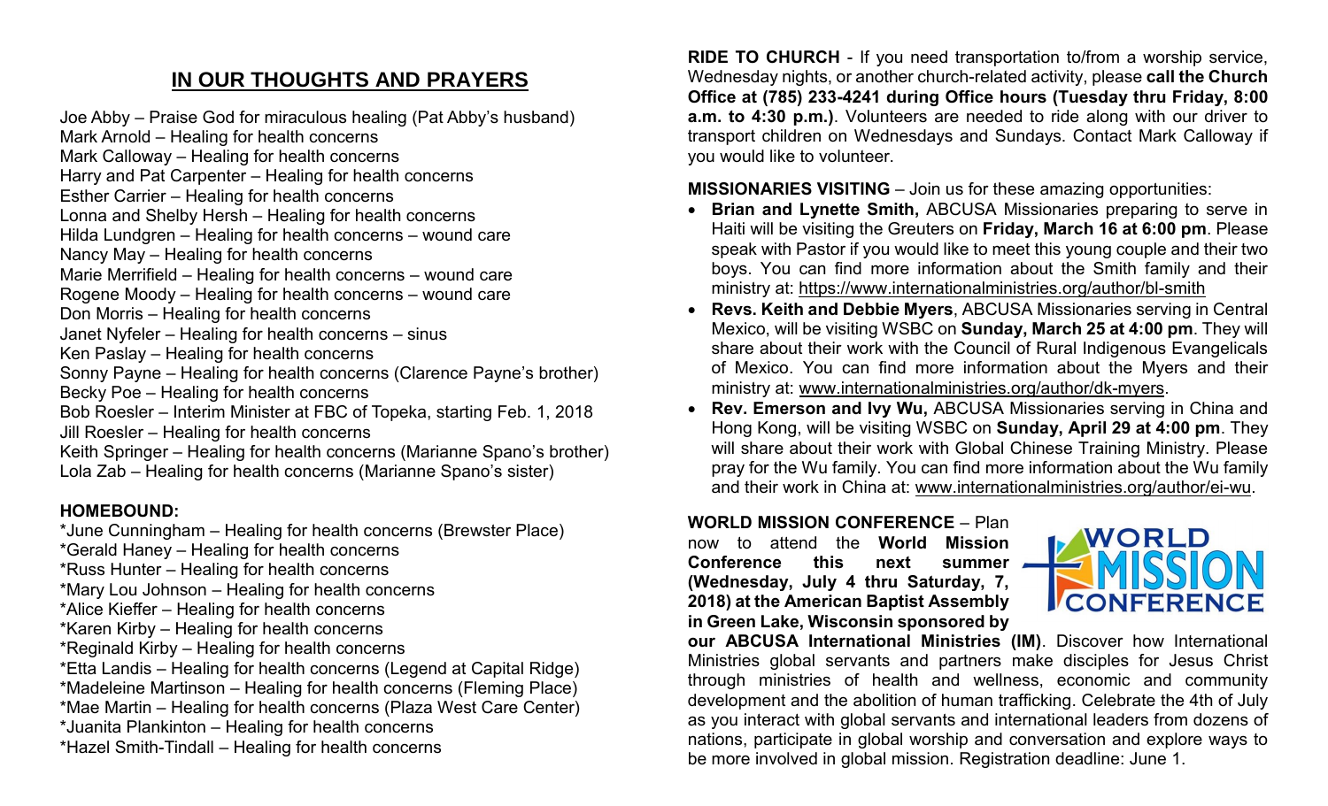## IN OUR THOUGHTS AND PRAYERS

Joe Abby – Praise God for miraculous healing (Pat Abby's husband)
Mark Arnold – Healing for health concerns
Mark Calloway – Healing for health concerns
Harry and Pat Carpenter – Healing for health concerns
Esther Carrier – Healing for health concerns
Lonna and Shelby Hersh – Healing for health concerns
Hilda Lundgren – Healing for health concerns – wound care
Nancy May – Healing for health concerns
Marie Merrifield – Healing for health concerns – wound care
Rogene Moody – Healing for health concerns – wound care
Don Morris – Healing for health concerns
Janet Nyfeler – Healing for health concerns – sinus
Ken Paslay – Healing for health concerns
Sonny Payne – Healing for health concerns (Clarence Payne's brother)
Becky Poe – Healing for health concerns
Bob Roesler – Interim Minister at FBC of Topeka, starting Feb. 1, 2018
Jill Roesler – Healing for health concerns
Keith Springer – Healing for health concerns (Marianne Spano's brother)
Lola Zab – Healing for health concerns (Marianne Spano's sister)

**HOMEBOUND:**

*June Cunningham – Healing for health concerns (Brewster Place)
*Gerald Haney – Healing for health concerns
*Russ Hunter – Healing for health concerns
*Mary Lou Johnson – Healing for health concerns
*Alice Kieffer – Healing for health concerns
*Karen Kirby – Healing for health concerns
*Reginald Kirby – Healing for health concerns
*Etta Landis – Healing for health concerns (Legend at Capital Ridge)
*Madeleine Martinson – Healing for health concerns (Fleming Place)
*Mae Martin – Healing for health concerns (Plaza West Care Center)
*Juanita Plankinton – Healing for health concerns
*Hazel Smith-Tindall – Healing for health concerns

**RIDE TO CHURCH** - If you need transportation to/from a worship service, Wednesday nights, or another church-related activity, please **call the Church Office at (785) 233-4241 during Office hours (Tuesday thru Friday, 8:00 a.m. to 4:30 p.m.)**. Volunteers are needed to ride along with our driver to transport children on Wednesdays and Sundays. Contact Mark Calloway if you would like to volunteer.

**MISSIONARIES VISITING** – Join us for these amazing opportunities:

- **Brian and Lynette Smith,** ABCUSA Missionaries preparing to serve in Haiti will be visiting the Greuters on **Friday, March 16 at 6:00 pm**. Please speak with Pastor if you would like to meet this young couple and their two boys. You can find more information about the Smith family and their ministry at: https://www.internationalministries.org/author/bl-smith
- **Revs. Keith and Debbie Myers**, ABCUSA Missionaries serving in Central Mexico, will be visiting WSBC on **Sunday, March 25 at 4:00 pm**. They will share about their work with the Council of Rural Indigenous Evangelicals of Mexico. You can find more information about the Myers and their ministry at: www.internationalministries.org/author/dk-myers.
- **Rev. Emerson and Ivy Wu,** ABCUSA Missionaries serving in China and Hong Kong, will be visiting WSBC on **Sunday, April 29 at 4:00 pm**. They will share about their work with Global Chinese Training Ministry. Please pray for the Wu family. You can find more information about the Wu family and their work in China at: www.internationalministries.org/author/ei-wu.

**WORLD MISSION CONFERENCE** – Plan now to attend the **World Mission Conference this next summer (Wednesday, July 4 thru Saturday, 7, 2018) at the American Baptist Assembly in Green Lake, Wisconsin sponsored by our ABCUSA International Ministries (IM)**. Discover how International Ministries global servants and partners make disciples for Jesus Christ through ministries of health and wellness, economic and community development and the abolition of human trafficking. Celebrate the 4th of July as you interact with global servants and international leaders from dozens of nations, participate in global worship and conversation and explore ways to be more involved in global mission. Registration deadline: June 1.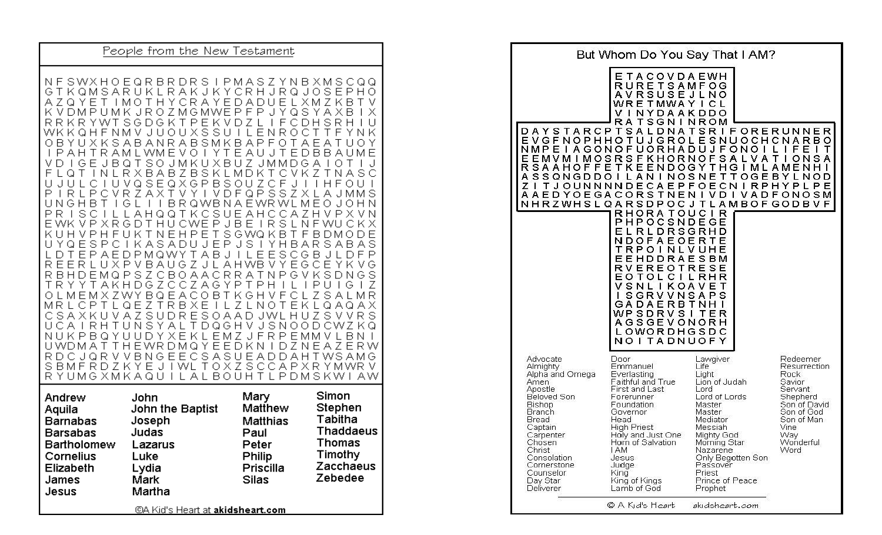## People from the New Testament

```
N F S W X H O E Q R B R D R S I P M A S Z Y N B X M S C Q Q
G T K Q M S A R U K L R A K J K Y C R H J R Q J O S E P H O
A Z Q Y E T I M O T H Y C R A Y E D A D U E L X M Z K B T V
K V D M P U M K J R O Z M G M W E P F P J Y Q S Y A X B I X
R R K R Y W T S G D G K T P E K V D Z L I F C D H S R H I U
W K K Q H F N M V J U O U X S S U I L E N R O C T T F Y N K
O B Y U X K S A B A N R A B S M K B A P F O T A E A T U O Y
I P A H T R A M L W M E V O I Y T E A U J T E D B B A U M E
V D I G E J B Q T S O J M K U X B U Z J M M D G A I O T I J
F L Q T I N L R X B A B Z B S K L M D K T C V K Z T N A S C
U J U L C I U V Q S E Q X G P B S O U Z C F J I I H F O U I
P I R L P C V R Z A X T V Y I V D F Q P S S Z X L A J M M S
U N G H B T I G L I I B R Q W B N A E W R W L M E O J O H N
P R I S C I L L A H Q Q T K C S U E A H C C A Z H V P X V N
E W K V P X R G D T H U C W E P J B E I R S L N F W U C K X
K U H V P H F U K T N E H P E T S G W Q K B T F B D M O D E
U Y Q E S P C I K A S A D U J E P J S I Y H B A R S A B A S
L D T E P A E D P M Q W Y T A B J I L E E S C G B J L D F P
R E E R L U X P V B A U G Z J L A H W B V Y E G C E Y K V G
R B H D E M Q P S Z C B O A A C R R A T N P G V K S D N G S
T R Y Y T A K H D G Z C C Z A G Y P T P H I L I P U I G I Z
O L M E M X Z W Y B Q E A C O B T K G H V F C L Z S A L M R
M R L C P T L Q E Z T R B X E I L Z L N O T E K L Q A Q A X
C S A X K U V A Z S U D R E S O A A D J W L H U Z S V V R S
U C A I R H T U N S Y A L T D Q G H V J S N O O D C W Z K Q
N U K P B Q Y U U D Y X E K L E M Z J F R P E M M V L B N I
U W D M A T T H E W R D M Q Y E E D K N I D Z N E A Z E R W
R D C J Q R V V B N G E E C S A S U E A D D A H T W S A M G
S B M F R D Z K Y E J I W L T O X Z S C C A P X R Y M W R V
R Y U M G X M K A Q U I L A L B O U H T L P D M S K W I A W
```

**Andrew**
**Aquila**
**Barnabas**
**Barsabas**
**Bartholomew**
**Cornelius**
**Elizabeth**
**James**
**Jesus**
**John**
**John the Baptist**
**Joseph**
**Judas**
**Lazarus**
**Luke**
**Lydia**
**Mark**
**Martha**
**Mary**
**Matthew**
**Matthias**
**Paul**
**Peter**
**Philip**
**Priscilla**
**Silas**
**Simon**
**Stephen**
**Tabitha**
**Thaddaeus**
**Thomas**
**Timothy**
**Zacchaeus**
**Zebedee**

©A Kid's Heart at **akidsheart.com**

## But Whom Do You Say That I AM?

```
                  E T A C O V D A E W H
                  R U R E T S A M F O G
                  A V R S U S E J L N O
                  W R E T M W A Y I C L
                  V I N Y D A A K D D O
                  R A T S G N I N R O M
D A Y S T A R C P T S A L D N A T S R I F O R E R U N N E R
E V G F N O P H H O T U J G R O L E S N U O C H C N A R B O
N M P E I A G O N O F U O R H A D U J F O N O I L I F E I T
E E M V M I M O S R S F K H O R N O F S A L V A T I O N S A
R S A A H O F F E T K E E N D O G Y T H G I M L A M E N H I
A S S O N G D D O I L A N I N O S N E T T O G E B Y L N O D
Z I T J O U N N N D E C A E P F O E C N I R P H Y P L P E
A A E D Y O E G A C O R S T N E N I V D I V A D F O N O S M
N H R Z W H S L Q A R S D P O C J T L A M B O F G O D B V F
                  R H O R A T O U C I R
                  P H P O C S N D E G E
                  E L R L D R S G R H D
                  N D O F A E O E R T E
                  T R P O I N L V U H E
                  E E H D D R A E S B M
                  R V E R E O T R E S E
                  E O T O L C I L R H R
                  V S N L I K O A V E T
                  I S G R V V N S A P S
                  G A D A E R B T N H I
                  W P S D R V S I T E R
                  A G S G E V O N O R H
                  L O W O R D H G S D C
                  N O I T A D N U O F Y
```

Advocate
Almighty
Alpha and Omega
Amen
Apostle
Beloved Son
Bishop
Branch
Bread
Captain
Carpenter
Chosen
Christ
Consolation
Cornerstone
Counselor
Day Star
Deliverer
Door
Emmanuel
Everlasting
Faithful and True
First and Last
Forerunner
Foundation
Governor
Head
High Priest
Holy and Just One
Horn of Salvation
I AM
Jesus
Judge
King
King of Kings
Lamb of God
Lawgiver
Life
Light
Lion of Judah
Lord
Lord of Lords
Master
Master
Mediator
Messiah
Mighty God
Morning Star
Nazarene
Only Begotten Son
Passover
Priest
Prince of Peace
Prophet
Redeemer
Resurrection
Rock
Savior
Servant
Shepherd
Son of David
Son of God
Son of Man
Vine
Way
Wonderful
Word

© A Kid's Heart akidsheart.com